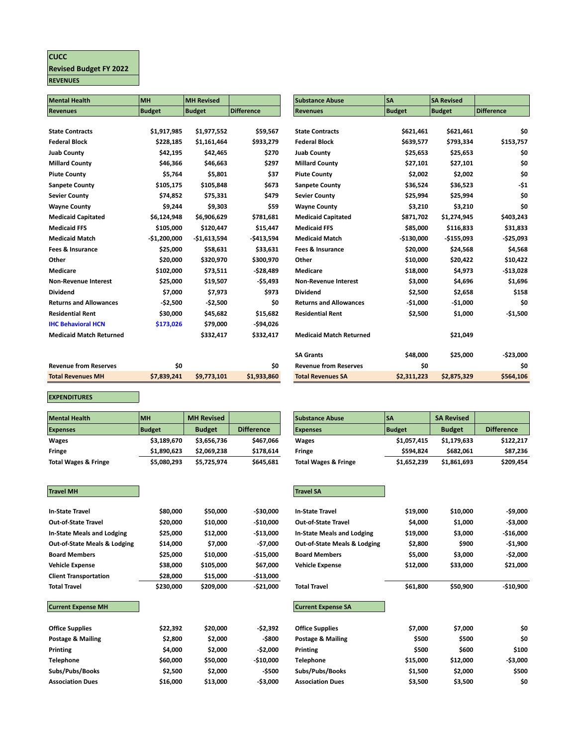# CUCC

## Revised Budget FY 2022

## REVENUES

| Mental Health Revenues | MH Budget | MH Revised Budget | Difference |
|---|---|---|---|
| State Contracts | $1,917,985 | $1,977,552 | $59,567 |
| Federal Block | $228,185 | $1,161,464 | $933,279 |
| Juab County | $42,195 | $42,465 | $270 |
| Millard County | $46,366 | $46,663 | $297 |
| Piute County | $5,764 | $5,801 | $37 |
| Sanpete County | $105,175 | $105,848 | $673 |
| Sevier County | $74,852 | $75,331 | $479 |
| Wayne County | $9,244 | $9,303 | $59 |
| Medicaid Capitated | $6,124,948 | $6,906,629 | $781,681 |
| Medicaid FFS | $105,000 | $120,447 | $15,447 |
| Medicaid Match | -$1,200,000 | -$1,613,594 | -$413,594 |
| Fees & Insurance | $25,000 | $58,631 | $33,631 |
| Other | $20,000 | $320,970 | $300,970 |
| Medicare | $102,000 | $73,511 | -$28,489 |
| Non-Revenue Interest | $25,000 | $19,507 | -$5,493 |
| Dividend | $7,000 | $7,973 | $973 |
| Returns and Allowances | -$2,500 | -$2,500 | $0 |
| Residential Rent | $30,000 | $45,682 | $15,682 |
| IHC Behavioral HCN | $173,026 | $79,000 | -$94,026 |
| Medicaid Match Returned | | $332,417 | $332,417 |
| Revenue from Reserves | $0 | | $0 |
| **Total Revenues MH** | **$7,839,241** | **$9,773,101** | **$1,933,860** |

| Substance Abuse Revenues | SA Budget | SA Revised Budget | Difference |
|---|---|---|---|
| State Contracts | $621,461 | $621,461 | $0 |
| Federal Block | $639,577 | $793,334 | $153,757 |
| Juab County | $25,653 | $25,653 | $0 |
| Millard County | $27,101 | $27,101 | $0 |
| Piute County | $2,002 | $2,002 | $0 |
| Sanpete County | $36,524 | $36,523 | -$1 |
| Sevier County | $25,994 | $25,994 | $0 |
| Wayne County | $3,210 | $3,210 | $0 |
| Medicaid Capitated | $871,702 | $1,274,945 | $403,243 |
| Medicaid FFS | $85,000 | $116,833 | $31,833 |
| Medicaid Match | -$130,000 | -$155,093 | -$25,093 |
| Fees & Insurance | $20,000 | $24,568 | $4,568 |
| Other | $10,000 | $20,422 | $10,422 |
| Medicare | $18,000 | $4,973 | -$13,028 |
| Non-Revenue Interest | $3,000 | $4,696 | $1,696 |
| Dividend | $2,500 | $2,658 | $158 |
| Returns and Allowances | -$1,000 | -$1,000 | $0 |
| Residential Rent | $2,500 | $1,000 | -$1,500 |
| Medicaid Match Returned | | $21,049 | |
| SA Grants | $48,000 | $25,000 | -$23,000 |
| Revenue from Reserves | $0 | | $0 |
| **Total Revenues SA** | **$2,311,223** | **$2,875,329** | **$564,106** |

## EXPENDITURES

| Mental Health Expenses | MH Budget | MH Revised Budget | Difference |
|---|---|---|---|
| Wages | $3,189,670 | $3,656,736 | $467,066 |
| Fringe | $1,890,623 | $2,069,238 | $178,614 |
| Total Wages & Fringe | $5,080,293 | $5,725,974 | $645,681 |

| Substance Abuse Expenses | SA Budget | SA Revised Budget | Difference |
|---|---|---|---|
| Wages | $1,057,415 | $1,179,633 | $122,217 |
| Fringe | $594,824 | $682,061 | $87,236 |
| Total Wages & Fringe | $1,652,239 | $1,861,693 | $209,454 |

| Travel MH | | | |
|---|---|---|---|
| In-State Travel | $80,000 | $50,000 | -$30,000 |
| Out-of-State Travel | $20,000 | $10,000 | -$10,000 |
| In-State Meals and Lodging | $25,000 | $12,000 | -$13,000 |
| Out-of-State Meals & Lodging | $14,000 | $7,000 | -$7,000 |
| Board Members | $25,000 | $10,000 | -$15,000 |
| Vehicle Expense | $38,000 | $105,000 | $67,000 |
| Client Transportation | $28,000 | $15,000 | -$13,000 |
| Total Travel | $230,000 | $209,000 | -$21,000 |

| Travel SA | | | |
|---|---|---|---|
| In-State Travel | $19,000 | $10,000 | -$9,000 |
| Out-of-State Travel | $4,000 | $1,000 | -$3,000 |
| In-State Meals and Lodging | $19,000 | $3,000 | -$16,000 |
| Out-of-State Meals & Lodging | $2,800 | $900 | -$1,900 |
| Board Members | $5,000 | $3,000 | -$2,000 |
| Vehicle Expense | $12,000 | $33,000 | $21,000 |
| Total Travel | $61,800 | $50,900 | -$10,900 |

| Current Expense MH | | | |
|---|---|---|---|
| Office Supplies | $22,392 | $20,000 | -$2,392 |
| Postage & Mailing | $2,800 | $2,000 | -$800 |
| Printing | $4,000 | $2,000 | -$2,000 |
| Telephone | $60,000 | $50,000 | -$10,000 |
| Subs/Pubs/Books | $2,500 | $2,000 | -$500 |
| Association Dues | $16,000 | $13,000 | -$3,000 |

| Current Expense SA | | | |
|---|---|---|---|
| Office Supplies | $7,000 | $7,000 | $0 |
| Postage & Mailing | $500 | $500 | $0 |
| Printing | $500 | $600 | $100 |
| Telephone | $15,000 | $12,000 | -$3,000 |
| Subs/Pubs/Books | $1,500 | $2,000 | $500 |
| Association Dues | $3,500 | $3,500 | $0 |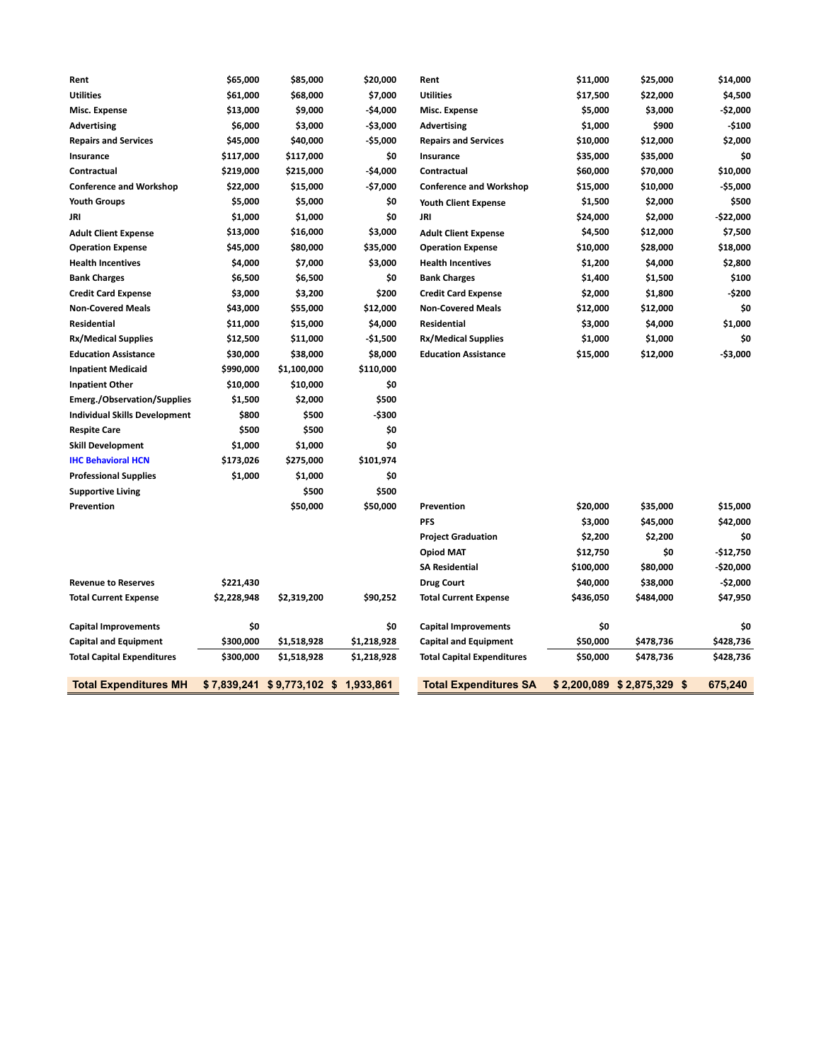| | | | |
|---|---|---|---|
| Rent | $65,000 | $85,000 | $20,000 |
| Utilities | $61,000 | $68,000 | $7,000 |
| Misc. Expense | $13,000 | $9,000 | -$4,000 |
| Advertising | $6,000 | $3,000 | -$3,000 |
| Repairs and Services | $45,000 | $40,000 | -$5,000 |
| Insurance | $117,000 | $117,000 | $0 |
| Contractual | $219,000 | $215,000 | -$4,000 |
| Conference and Workshop | $22,000 | $15,000 | -$7,000 |
| Youth Groups | $5,000 | $5,000 | $0 |
| JRI | $1,000 | $1,000 | $0 |
| Adult Client Expense | $13,000 | $16,000 | $3,000 |
| Operation Expense | $45,000 | $80,000 | $35,000 |
| Health Incentives | $4,000 | $7,000 | $3,000 |
| Bank Charges | $6,500 | $6,500 | $0 |
| Credit Card Expense | $3,000 | $3,200 | $200 |
| Non-Covered Meals | $43,000 | $55,000 | $12,000 |
| Residential | $11,000 | $15,000 | $4,000 |
| Rx/Medical Supplies | $12,500 | $11,000 | -$1,500 |
| Education Assistance | $30,000 | $38,000 | $8,000 |
| Inpatient Medicaid | $990,000 | $1,100,000 | $110,000 |
| Inpatient Other | $10,000 | $10,000 | $0 |
| Emerg./Observation/Supplies | $1,500 | $2,000 | $500 |
| Individual Skills Development | $800 | $500 | -$300 |
| Respite Care | $500 | $500 | $0 |
| Skill Development | $1,000 | $1,000 | $0 |
| IHC Behavioral HCN | $173,026 | $275,000 | $101,974 |
| Professional Supplies | $1,000 | $1,000 | $0 |
| Supportive Living | | $500 | $500 |
| Prevention | | $50,000 | $50,000 |
| Revenue to Reserves | $221,430 | | |
| Total Current Expense | $2,228,948 | $2,319,200 | $90,252 |
| Capital Improvements | $0 | | $0 |
| Capital and Equipment | $300,000 | $1,518,928 | $1,218,928 |
| Total Capital Expenditures | $300,000 | $1,518,928 | $1,218,928 |
| **Total Expenditures MH** | **$ 7,839,241** | **$ 9,773,102** | **$ 1,933,861** |

| | | | |
|---|---|---|---|
| Rent | $11,000 | $25,000 | $14,000 |
| Utilities | $17,500 | $22,000 | $4,500 |
| Misc. Expense | $5,000 | $3,000 | -$2,000 |
| Advertising | $1,000 | $900 | -$100 |
| Repairs and Services | $10,000 | $12,000 | $2,000 |
| Insurance | $35,000 | $35,000 | $0 |
| Contractual | $60,000 | $70,000 | $10,000 |
| Conference and Workshop | $15,000 | $10,000 | -$5,000 |
| Youth Client Expense | $1,500 | $2,000 | $500 |
| JRI | $24,000 | $2,000 | -$22,000 |
| Adult Client Expense | $4,500 | $12,000 | $7,500 |
| Operation Expense | $10,000 | $28,000 | $18,000 |
| Health Incentives | $1,200 | $4,000 | $2,800 |
| Bank Charges | $1,400 | $1,500 | $100 |
| Credit Card Expense | $2,000 | $1,800 | -$200 |
| Non-Covered Meals | $12,000 | $12,000 | $0 |
| Residential | $3,000 | $4,000 | $1,000 |
| Rx/Medical Supplies | $1,000 | $1,000 | $0 |
| Education Assistance | $15,000 | $12,000 | -$3,000 |
| Prevention | $20,000 | $35,000 | $15,000 |
| PFS | $3,000 | $45,000 | $42,000 |
| Project Graduation | $2,200 | $2,200 | $0 |
| Opiod MAT | $12,750 | $0 | -$12,750 |
| SA Residential | $100,000 | $80,000 | -$20,000 |
| Drug Court | $40,000 | $38,000 | -$2,000 |
| Total Current Expense | $436,050 | $484,000 | $47,950 |
| Capital Improvements | $0 | | $0 |
| Capital and Equipment | $50,000 | $478,736 | $428,736 |
| Total Capital Expenditures | $50,000 | $478,736 | $428,736 |
| **Total Expenditures SA** | **$ 2,200,089** | **$ 2,875,329** | **$ 675,240** |